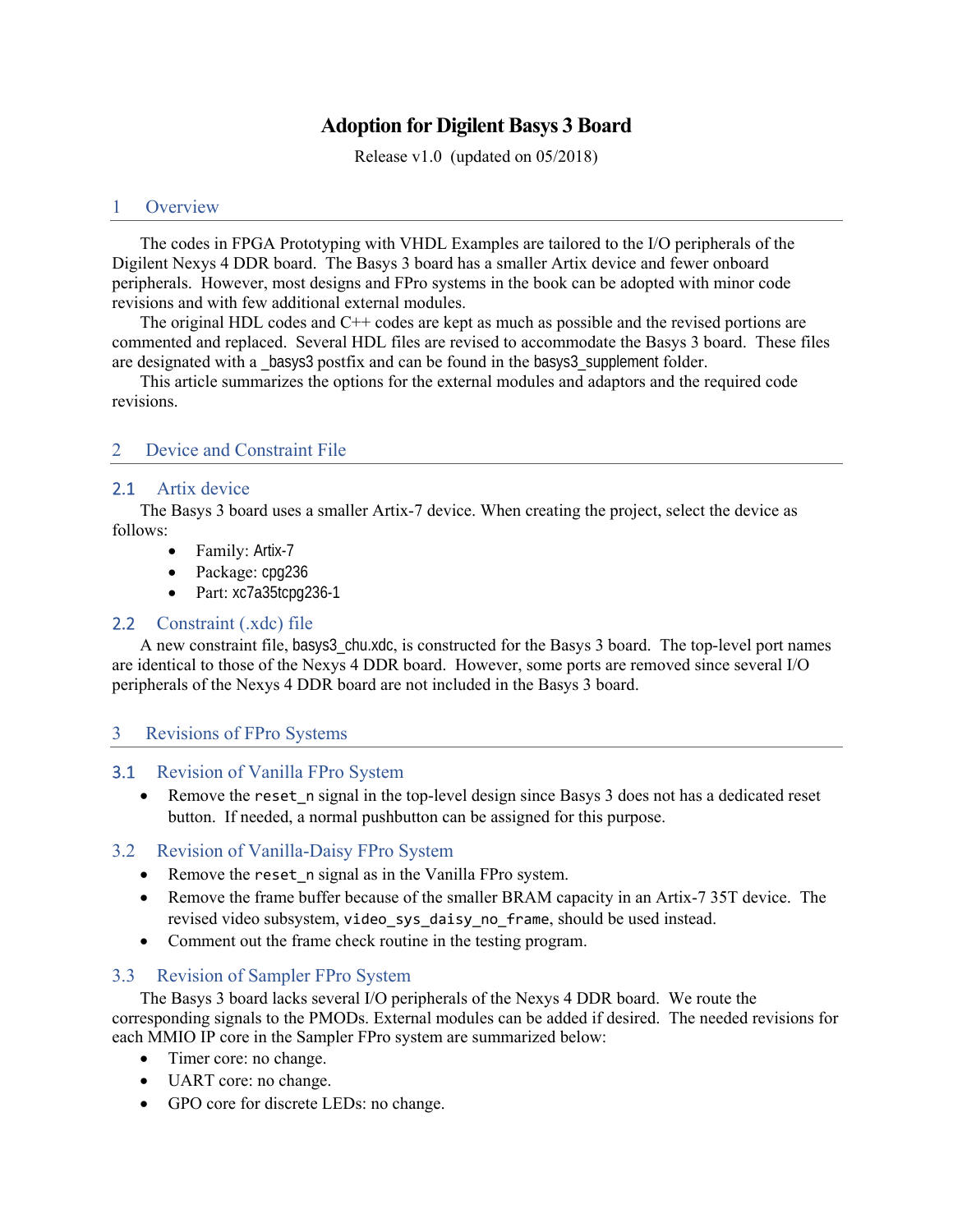# Adoption for Digilent Basys 3 Board

Release v1.0 (updated on 05/2018)

## 1 Overview

The codes in FPGA Prototyping with VHDL Examples are tailored to the I/O peripherals of the Digilent Nexys 4 DDR board. The Basys 3 board has a smaller Artix device and fewer onboard peripherals. However, most designs and FPro systems in the book can be adopted with minor code revisions and with few additional external modules.

The original HDL codes and C++ codes are kept as much as possible and the revised portions are commented and replaced. Several HDL files are revised to accommodate the Basys 3 board. These files are designated with a _basys3 postfix and can be found in the basys3_supplement folder.

This article summarizes the options for the external modules and adaptors and the required code revisions.

## 2 Device and Constraint File

### 2.1 Artix device

The Basys 3 board uses a smaller Artix-7 device. When creating the project, select the device as follows:

- Family: Artix-7
- Package: cpg236
- Part: xc7a35tcpg236-1

### 2.2 Constraint (.xdc) file

A new constraint file, basys3_chu.xdc, is constructed for the Basys 3 board. The top-level port names are identical to those of the Nexys 4 DDR board. However, some ports are removed since several I/O peripherals of the Nexys 4 DDR board are not included in the Basys 3 board.

## 3 Revisions of FPro Systems

### 3.1 Revision of Vanilla FPro System

- Remove the `reset_n` signal in the top-level design since Basys 3 does not has a dedicated reset button. If needed, a normal pushbutton can be assigned for this purpose.

### 3.2 Revision of Vanilla-Daisy FPro System

- Remove the `reset_n` signal as in the Vanilla FPro system.
- Remove the frame buffer because of the smaller BRAM capacity in an Artix-7 35T device. The revised video subsystem, `video_sys_daisy_no_frame`, should be used instead.
- Comment out the frame check routine in the testing program.

### 3.3 Revision of Sampler FPro System

The Basys 3 board lacks several I/O peripherals of the Nexys 4 DDR board. We route the corresponding signals to the PMODs. External modules can be added if desired. The needed revisions for each MMIO IP core in the Sampler FPro system are summarized below:

- Timer core: no change.
- UART core: no change.
- GPO core for discrete LEDs: no change.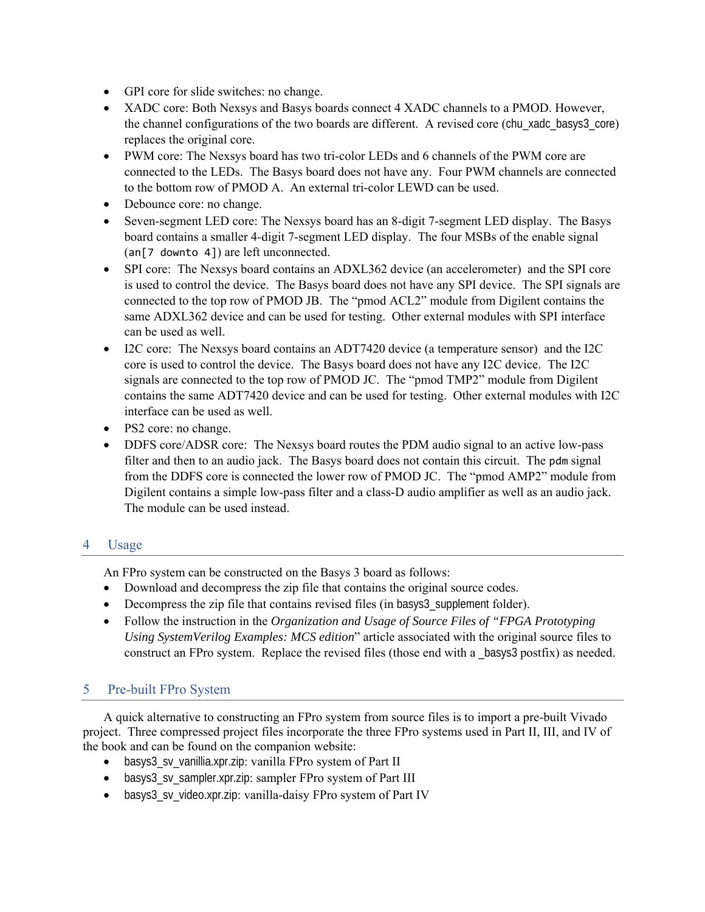- GPI core for slide switches: no change.
- XADC core: Both Nexsys and Basys boards connect 4 XADC channels to a PMOD. However, the channel configurations of the two boards are different. A revised core (chu_xadc_basys3_core) replaces the original core.
- PWM core: The Nexsys board has two tri-color LEDs and 6 channels of the PWM core are connected to the LEDs. The Basys board does not have any. Four PWM channels are connected to the bottom row of PMOD A. An external tri-color LEWD can be used.
- Debounce core: no change.
- Seven-segment LED core: The Nexsys board has an 8-digit 7-segment LED display. The Basys board contains a smaller 4-digit 7-segment LED display. The four MSBs of the enable signal (`an[7 downto 4]`) are left unconnected.
- SPI core: The Nexsys board contains an ADXL362 device (an accelerometer) and the SPI core is used to control the device. The Basys board does not have any SPI device. The SPI signals are connected to the top row of PMOD JB. The "pmod ACL2" module from Digilent contains the same ADXL362 device and can be used for testing. Other external modules with SPI interface can be used as well.
- I2C core: The Nexsys board contains an ADT7420 device (a temperature sensor) and the I2C core is used to control the device. The Basys board does not have any I2C device. The I2C signals are connected to the top row of PMOD JC. The "pmod TMP2" module from Digilent contains the same ADT7420 device and can be used for testing. Other external modules with I2C interface can be used as well.
- PS2 core: no change.
- DDFS core/ADSR core: The Nexsys board routes the PDM audio signal to an active low-pass filter and then to an audio jack. The Basys board does not contain this circuit. The `pdm` signal from the DDFS core is connected the lower row of PMOD JC. The "pmod AMP2" module from Digilent contains a simple low-pass filter and a class-D audio amplifier as well as an audio jack. The module can be used instead.

## 4 Usage

An FPro system can be constructed on the Basys 3 board as follows:

- Download and decompress the zip file that contains the original source codes.
- Decompress the zip file that contains revised files (in basys3_supplement folder).
- Follow the instruction in the *Organization and Usage of Source Files of "FPGA Prototyping Using SystemVerilog Examples: MCS edition*" article associated with the original source files to construct an FPro system. Replace the revised files (those end with a _basys3 postfix) as needed.

## 5 Pre-built FPro System

A quick alternative to constructing an FPro system from source files is to import a pre-built Vivado project. Three compressed project files incorporate the three FPro systems used in Part II, III, and IV of the book and can be found on the companion website:

- basys3_sv_vanillia.xpr.zip: vanilla FPro system of Part II
- basys3_sv_sampler.xpr.zip: sampler FPro system of Part III
- basys3_sv_video.xpr.zip: vanilla-daisy FPro system of Part IV